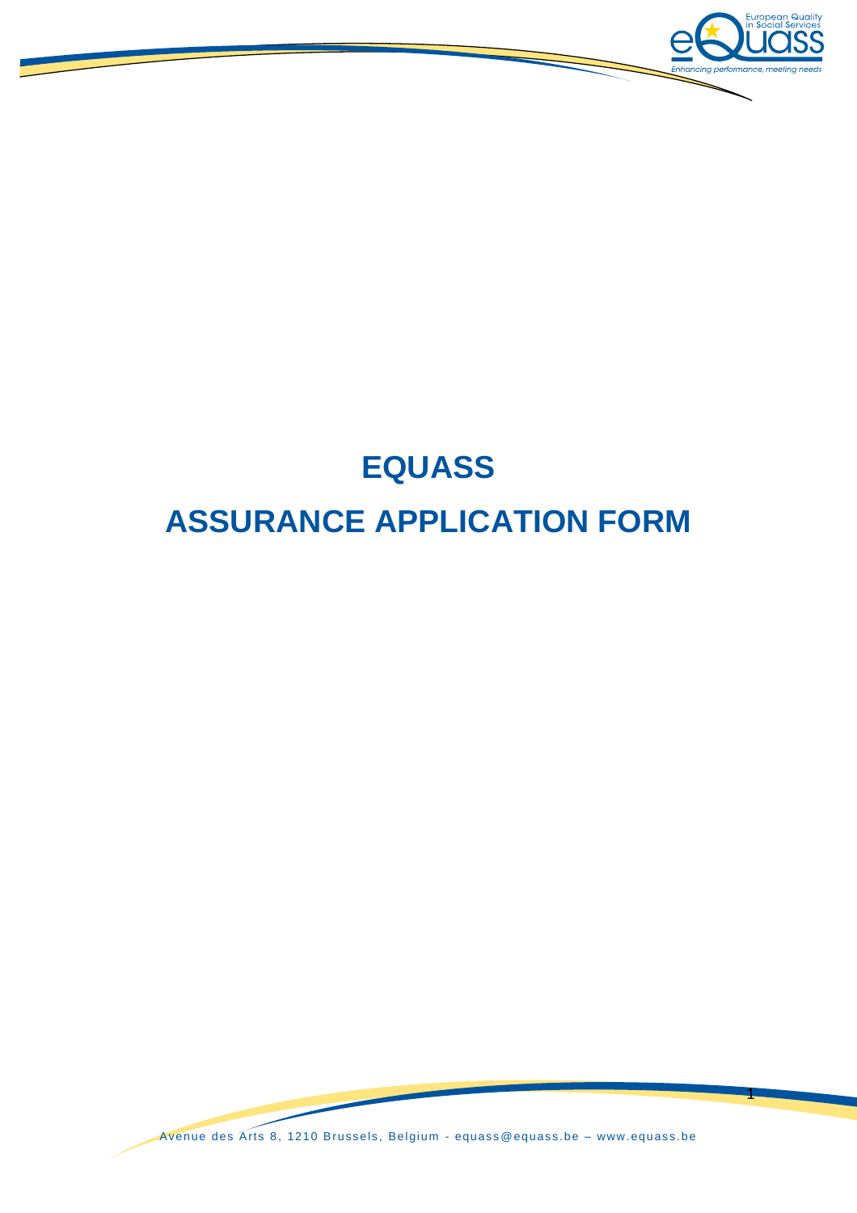# EQUASS

# ASSURANCE APPLICATION FORM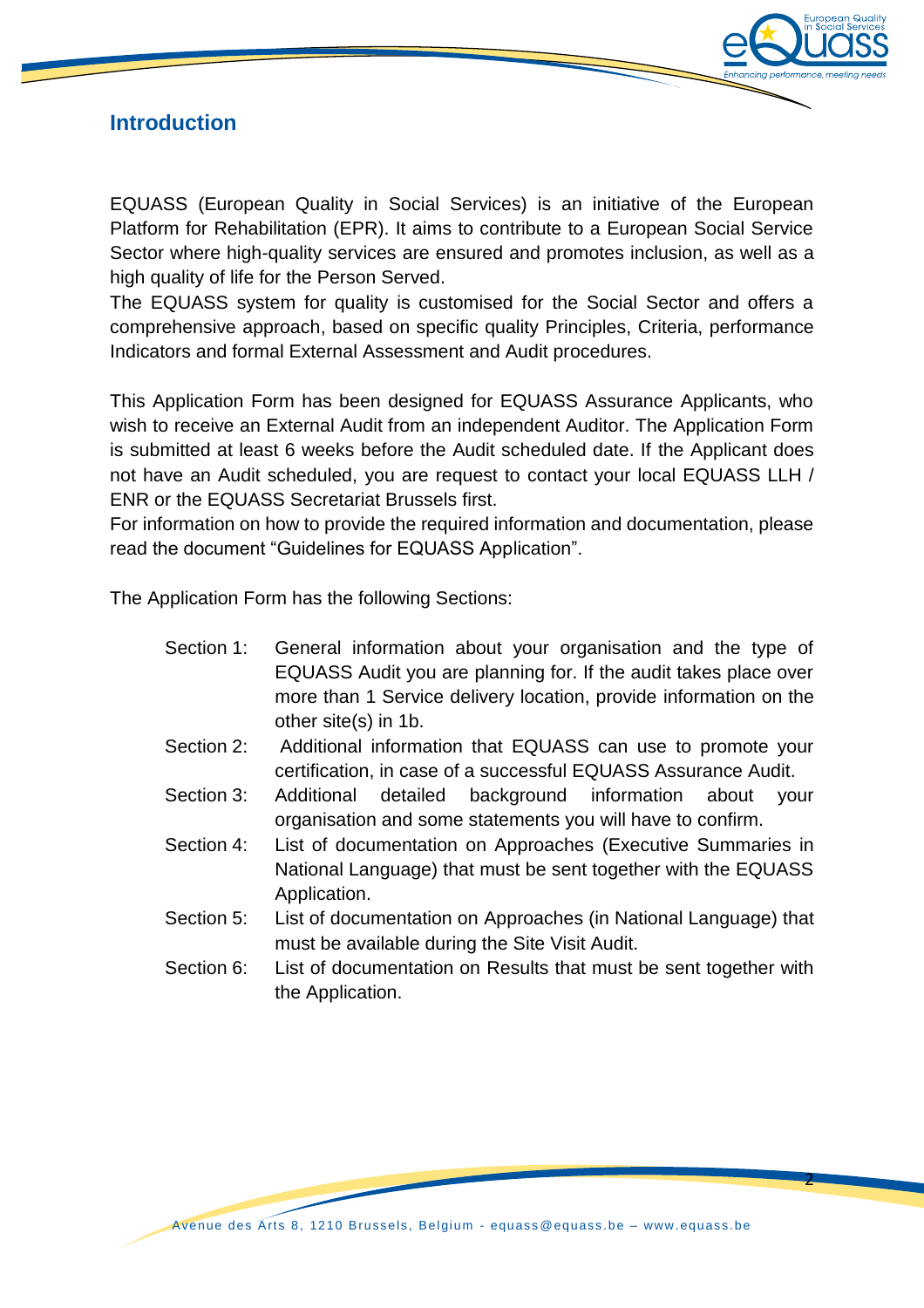## Introduction

EQUASS (European Quality in Social Services) is an initiative of the European Platform for Rehabilitation (EPR). It aims to contribute to a European Social Service Sector where high-quality services are ensured and promotes inclusion, as well as a high quality of life for the Person Served.

The EQUASS system for quality is customised for the Social Sector and offers a comprehensive approach, based on specific quality Principles, Criteria, performance Indicators and formal External Assessment and Audit procedures.

This Application Form has been designed for EQUASS Assurance Applicants, who wish to receive an External Audit from an independent Auditor. The Application Form is submitted at least 6 weeks before the Audit scheduled date. If the Applicant does not have an Audit scheduled, you are request to contact your local EQUASS LLH / ENR or the EQUASS Secretariat Brussels first.

For information on how to provide the required information and documentation, please read the document "Guidelines for EQUASS Application".

The Application Form has the following Sections:

- Section 1: General information about your organisation and the type of EQUASS Audit you are planning for. If the audit takes place over more than 1 Service delivery location, provide information on the other site(s) in 1b.
- Section 2: Additional information that EQUASS can use to promote your certification, in case of a successful EQUASS Assurance Audit.
- Section 3: Additional detailed background information about your organisation and some statements you will have to confirm.
- Section 4: List of documentation on Approaches (Executive Summaries in National Language) that must be sent together with the EQUASS Application.
- Section 5: List of documentation on Approaches (in National Language) that must be available during the Site Visit Audit.
- Section 6: List of documentation on Results that must be sent together with the Application.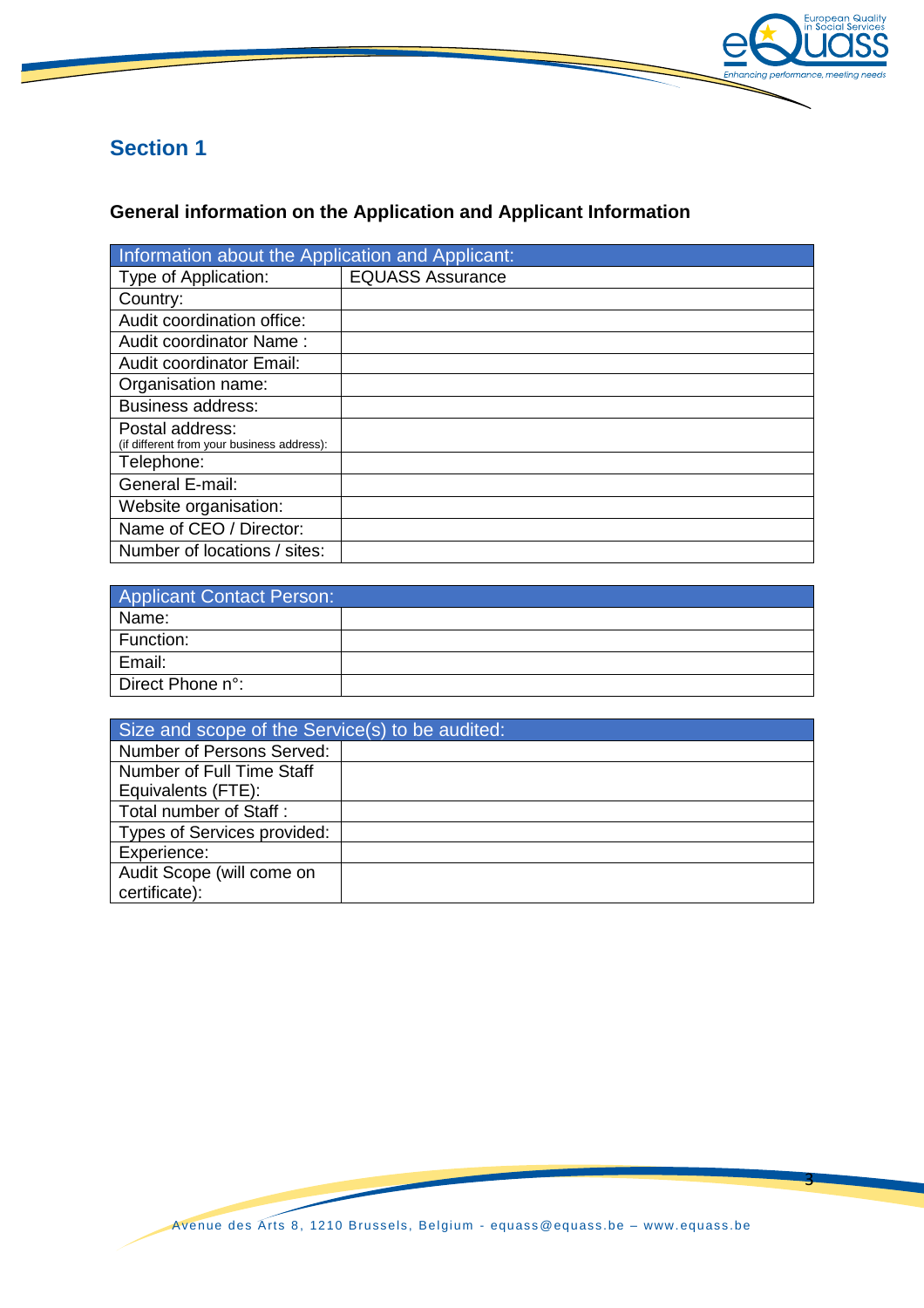## Section 1

### General information on the Application and Applicant Information

| Information about the Application and Applicant: | |
|---|---|
| Type of Application: | EQUASS Assurance |
| Country: | |
| Audit coordination office: | |
| Audit coordinator Name : | |
| Audit coordinator Email: | |
| Organisation name: | |
| Business address: | |
| Postal address: (if different from your business address): | |
| Telephone: | |
| General E-mail: | |
| Website organisation: | |
| Name of CEO / Director: | |
| Number of locations / sites: | |

| Applicant Contact Person: | |
|---|---|
| Name: | |
| Function: | |
| Email: | |
| Direct Phone n°: | |

| Size and scope of the Service(s) to be audited: | |
|---|---|
| Number of Persons Served: | |
| Number of Full Time Staff Equivalents (FTE): | |
| Total number of Staff : | |
| Types of Services provided: | |
| Experience: | |
| Audit Scope (will come on certificate): | |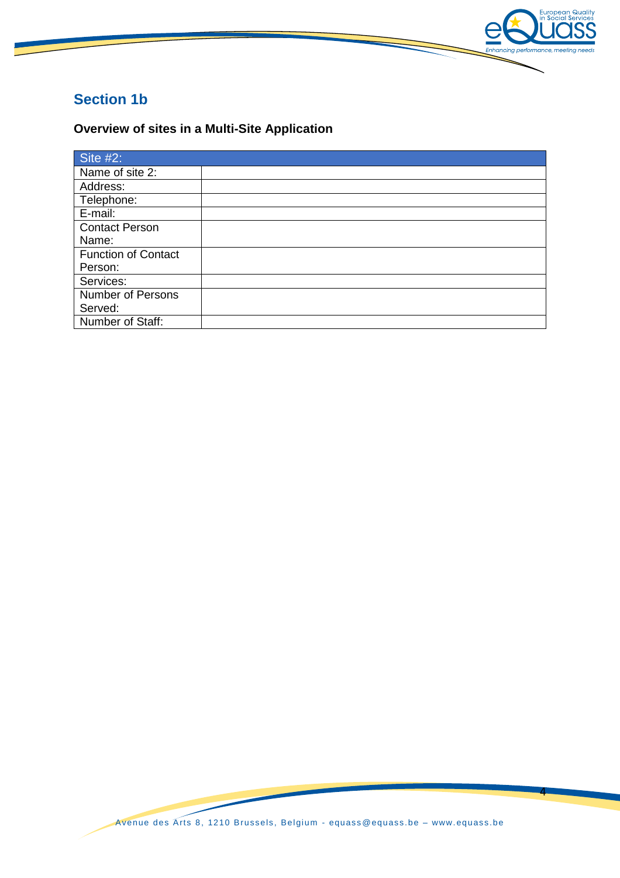## Section 1b

**Overview of sites in a Multi-Site Application**

| Site #2: | |
|---|---|
| Name of site 2: | |
| Address: | |
| Telephone: | |
| E-mail: | |
| Contact Person Name: | |
| Function of Contact Person: | |
| Services: | |
| Number of Persons Served: | |
| Number of Staff: | |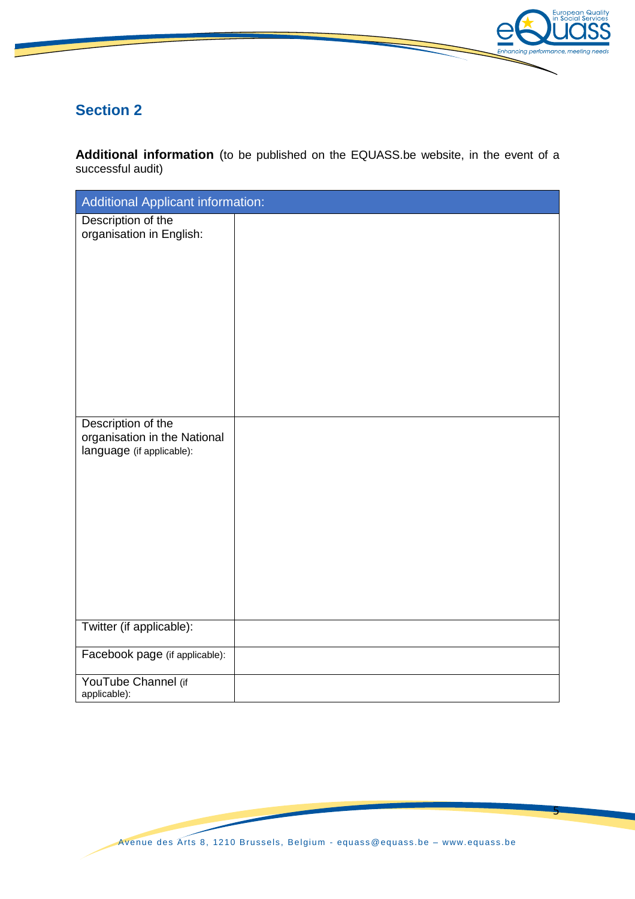## Section 2

**Additional information** (to be published on the EQUASS.be website, in the event of a successful audit)

| Additional Applicant information: | |
|---|---|
| Description of the organisation in English: | |
| Description of the organisation in the National language (if applicable): | |
| Twitter (if applicable): | |
| Facebook page (if applicable): | |
| YouTube Channel (if applicable): | |

Avenue des Arts 8, 1210 Brussels, Belgium - equass@equass.be – www.equass.be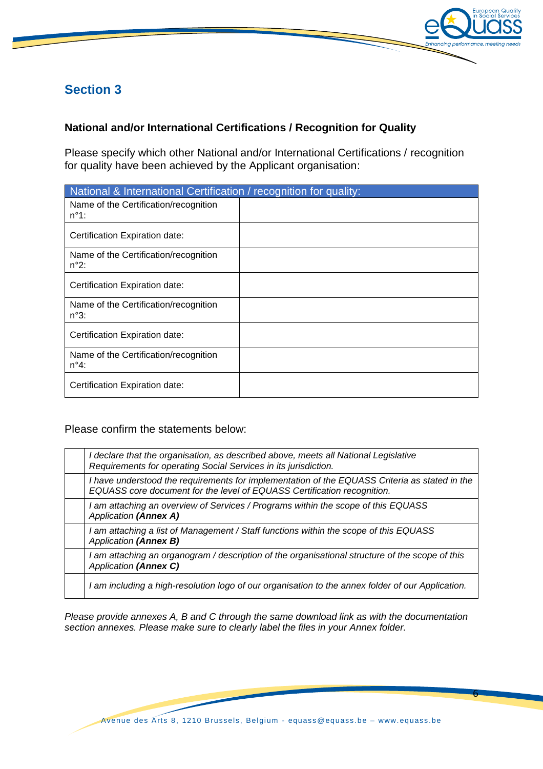## Section 3

**National and/or International Certifications / Recognition for Quality**

Please specify which other National and/or International Certifications / recognition for quality have been achieved by the Applicant organisation:

| National & International Certification / recognition for quality: | |
|---|---|
| Name of the Certification/recognition n°1: | |
| Certification Expiration date: | |
| Name of the Certification/recognition n°2: | |
| Certification Expiration date: | |
| Name of the Certification/recognition n°3: | |
| Certification Expiration date: | |
| Name of the Certification/recognition n°4: | |
| Certification Expiration date: | |

Please confirm the statements below:

| | |
|---|---|
| | *I declare that the organisation, as described above, meets all National Legislative Requirements for operating Social Services in its jurisdiction.* |
| | *I have understood the requirements for implementation of the EQUASS Criteria as stated in the EQUASS core document for the level of EQUASS Certification recognition.* |
| | *I am attaching an overview of Services / Programs within the scope of this EQUASS Application* ***(Annex A)*** |
| | *I am attaching a list of Management / Staff functions within the scope of this EQUASS Application* ***(Annex B)*** |
| | *I am attaching an organogram / description of the organisational structure of the scope of this Application* ***(Annex C)*** |
| | *I am including a high-resolution logo of our organisation to the annex folder of our Application.* |

*Please provide annexes A, B and C through the same download link as with the documentation section annexes. Please make sure to clearly label the files in your Annex folder.*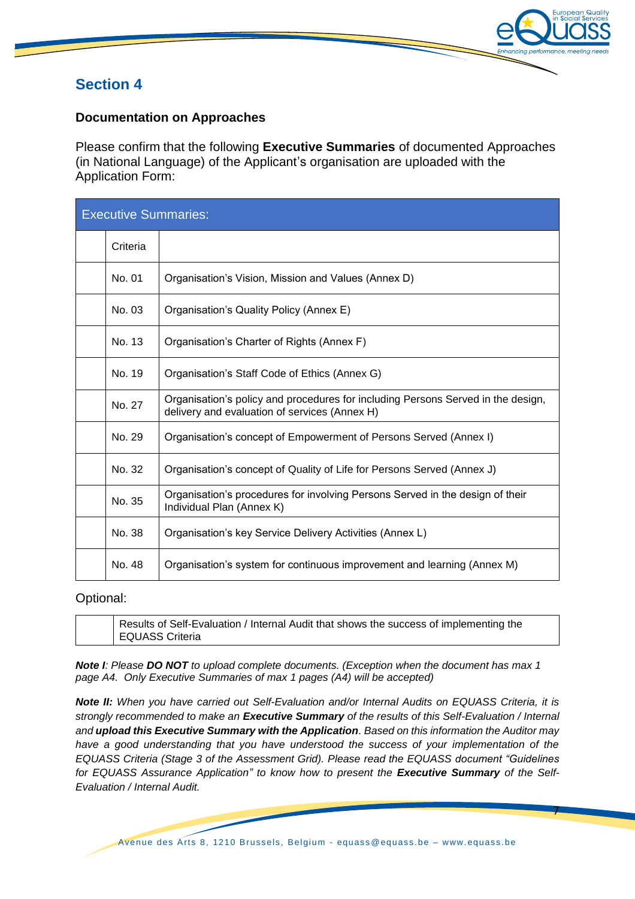## Section 4

### Documentation on Approaches

Please confirm that the following **Executive Summaries** of documented Approaches (in National Language) of the Applicant's organisation are uploaded with the Application Form:

| Executive Summaries: | | |
|---|---|---|
| | Criteria | |
| | No. 01 | Organisation's Vision, Mission and Values (Annex D) |
| | No. 03 | Organisation's Quality Policy (Annex E) |
| | No. 13 | Organisation's Charter of Rights (Annex F) |
| | No. 19 | Organisation's Staff Code of Ethics (Annex G) |
| | No. 27 | Organisation's policy and procedures for including Persons Served in the design, delivery and evaluation of services (Annex H) |
| | No. 29 | Organisation's concept of Empowerment of Persons Served (Annex I) |
| | No. 32 | Organisation's concept of Quality of Life for Persons Served (Annex J) |
| | No. 35 | Organisation's procedures for involving Persons Served in the design of their Individual Plan (Annex K) |
| | No. 38 | Organisation's key Service Delivery Activities (Annex L) |
| | No. 48 | Organisation's system for continuous improvement and learning (Annex M) |

Optional:

| | |
|---|---|
| | Results of Self-Evaluation / Internal Audit that shows the success of implementing the EQUASS Criteria |

***Note I**: Please **DO NOT** to upload complete documents. (Exception when the document has max 1 page A4. Only Executive Summaries of max 1 pages (A4) will be accepted)*

***Note II:** When you have carried out Self-Evaluation and/or Internal Audits on EQUASS Criteria, it is strongly recommended to make an **Executive Summary** of the results of this Self-Evaluation / Internal and **upload this Executive Summary with the Application**. Based on this information the Auditor may have a good understanding that you have understood the success of your implementation of the EQUASS Criteria (Stage 3 of the Assessment Grid). Please read the EQUASS document "Guidelines for EQUASS Assurance Application" to know how to present the **Executive Summary** of the Self-Evaluation / Internal Audit.*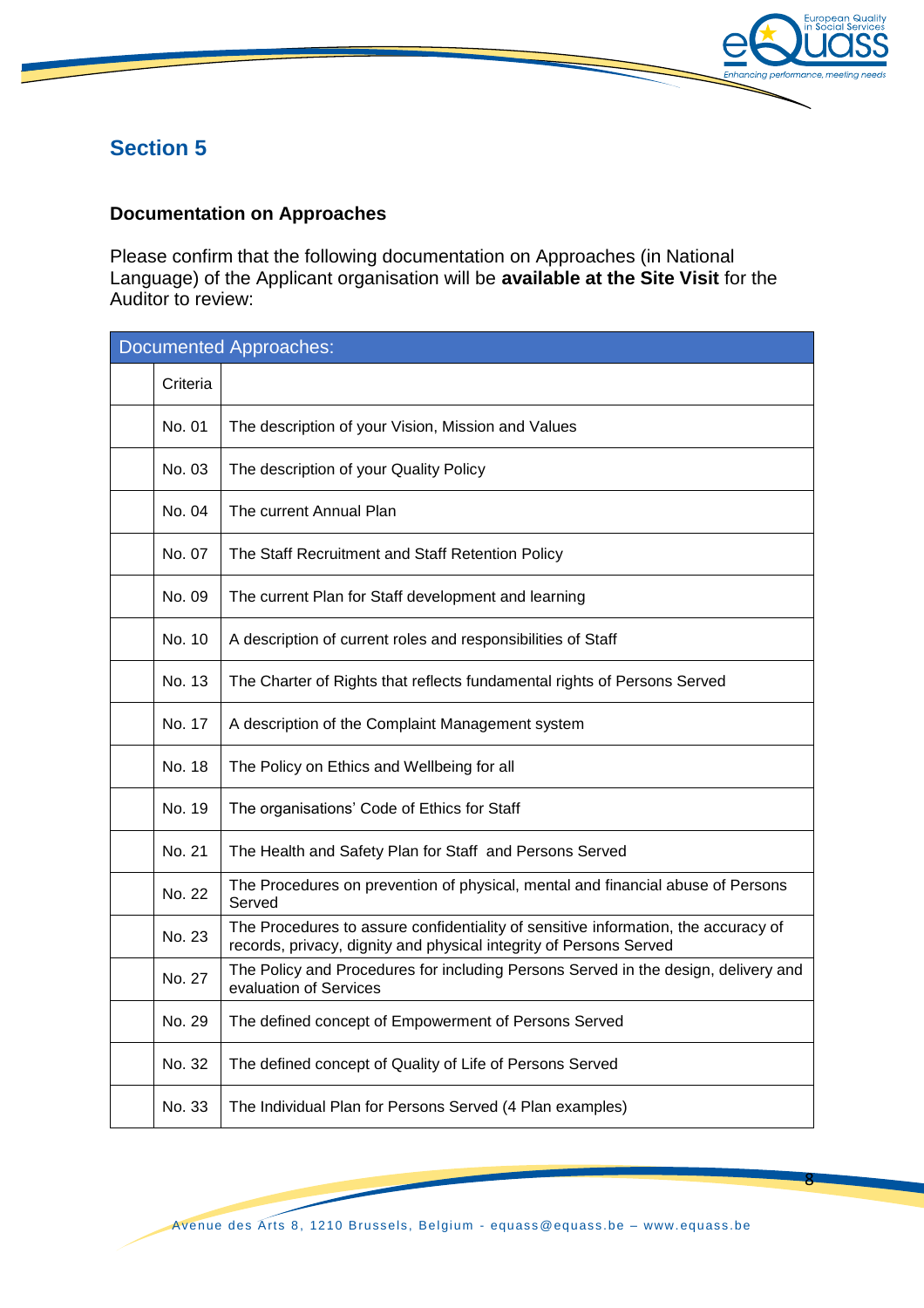## Section 5

### Documentation on Approaches

Please confirm that the following documentation on Approaches (in National Language) of the Applicant organisation will be **available at the Site Visit** for the Auditor to review:

| Documented Approaches: | | |
|---|---|---|
| | Criteria | |
| | No. 01 | The description of your Vision, Mission and Values |
| | No. 03 | The description of your Quality Policy |
| | No. 04 | The current Annual Plan |
| | No. 07 | The Staff Recruitment and Staff Retention Policy |
| | No. 09 | The current Plan for Staff development and learning |
| | No. 10 | A description of current roles and responsibilities of Staff |
| | No. 13 | The Charter of Rights that reflects fundamental rights of Persons Served |
| | No. 17 | A description of the Complaint Management system |
| | No. 18 | The Policy on Ethics and Wellbeing for all |
| | No. 19 | The organisations' Code of Ethics for Staff |
| | No. 21 | The Health and Safety Plan for Staff and Persons Served |
| | No. 22 | The Procedures on prevention of physical, mental and financial abuse of Persons Served |
| | No. 23 | The Procedures to assure confidentiality of sensitive information, the accuracy of records, privacy, dignity and physical integrity of Persons Served |
| | No. 27 | The Policy and Procedures for including Persons Served in the design, delivery and evaluation of Services |
| | No. 29 | The defined concept of Empowerment of Persons Served |
| | No. 32 | The defined concept of Quality of Life of Persons Served |
| | No. 33 | The Individual Plan for Persons Served (4 Plan examples) |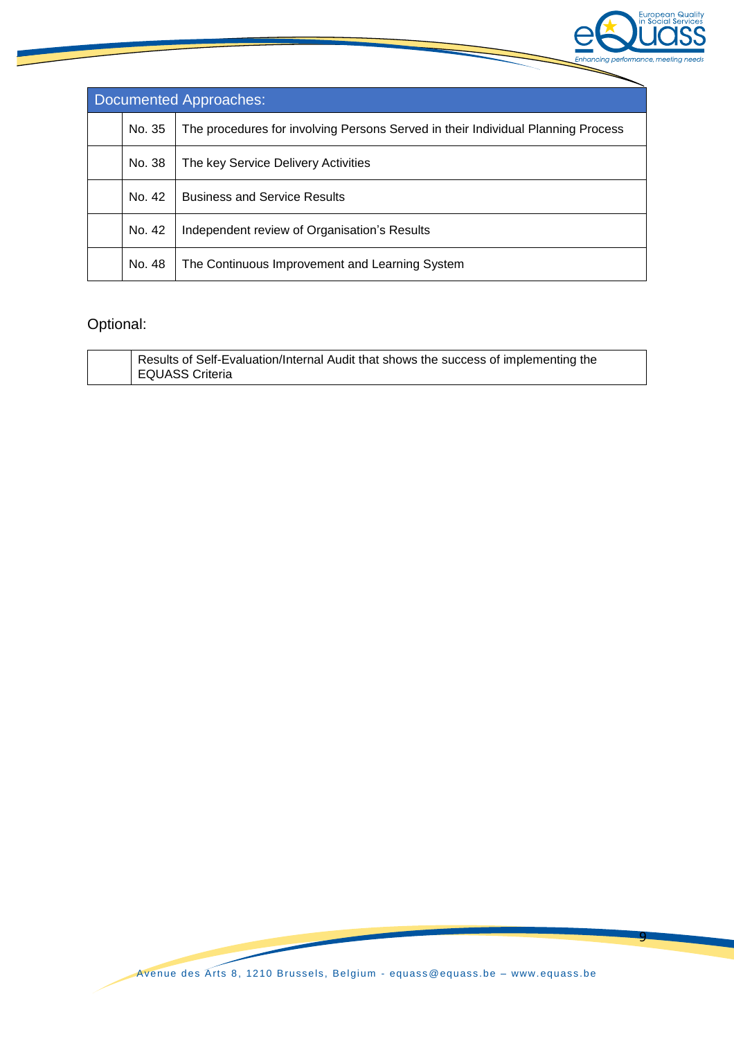| Documented Approaches: | | |
|---|---|---|
| | No. 35 | The procedures for involving Persons Served in their Individual Planning Process |
| | No. 38 | The key Service Delivery Activities |
| | No. 42 | Business and Service Results |
| | No. 42 | Independent review of Organisation's Results |
| | No. 48 | The Continuous Improvement and Learning System |

Optional:

| | |
|---|---|
| | Results of Self-Evaluation/Internal Audit that shows the success of implementing the EQUASS Criteria |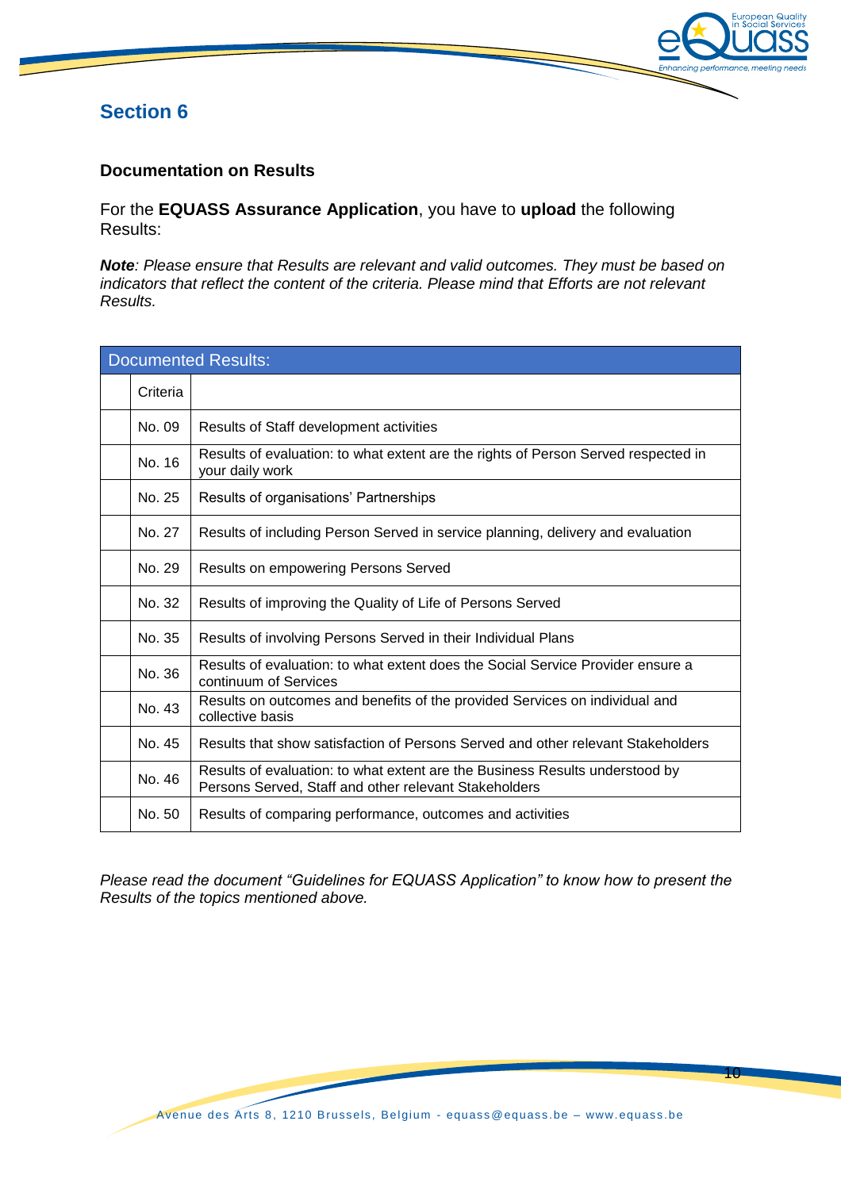## Section 6

### Documentation on Results

For the **EQUASS Assurance Application**, you have to **upload** the following Results:

***Note****: Please ensure that Results are relevant and valid outcomes. They must be based on indicators that reflect the content of the criteria. Please mind that Efforts are not relevant Results.*

| Documented Results: | | |
|---|---|---|
| | Criteria | |
| | No. 09 | Results of Staff development activities |
| | No. 16 | Results of evaluation: to what extent are the rights of Person Served respected in your daily work |
| | No. 25 | Results of organisations' Partnerships |
| | No. 27 | Results of including Person Served in service planning, delivery and evaluation |
| | No. 29 | Results on empowering Persons Served |
| | No. 32 | Results of improving the Quality of Life of Persons Served |
| | No. 35 | Results of involving Persons Served in their Individual Plans |
| | No. 36 | Results of evaluation: to what extent does the Social Service Provider ensure a continuum of Services |
| | No. 43 | Results on outcomes and benefits of the provided Services on individual and collective basis |
| | No. 45 | Results that show satisfaction of Persons Served and other relevant Stakeholders |
| | No. 46 | Results of evaluation: to what extent are the Business Results understood by Persons Served, Staff and other relevant Stakeholders |
| | No. 50 | Results of comparing performance, outcomes and activities |

*Please read the document "Guidelines for EQUASS Application" to know how to present the Results of the topics mentioned above.*